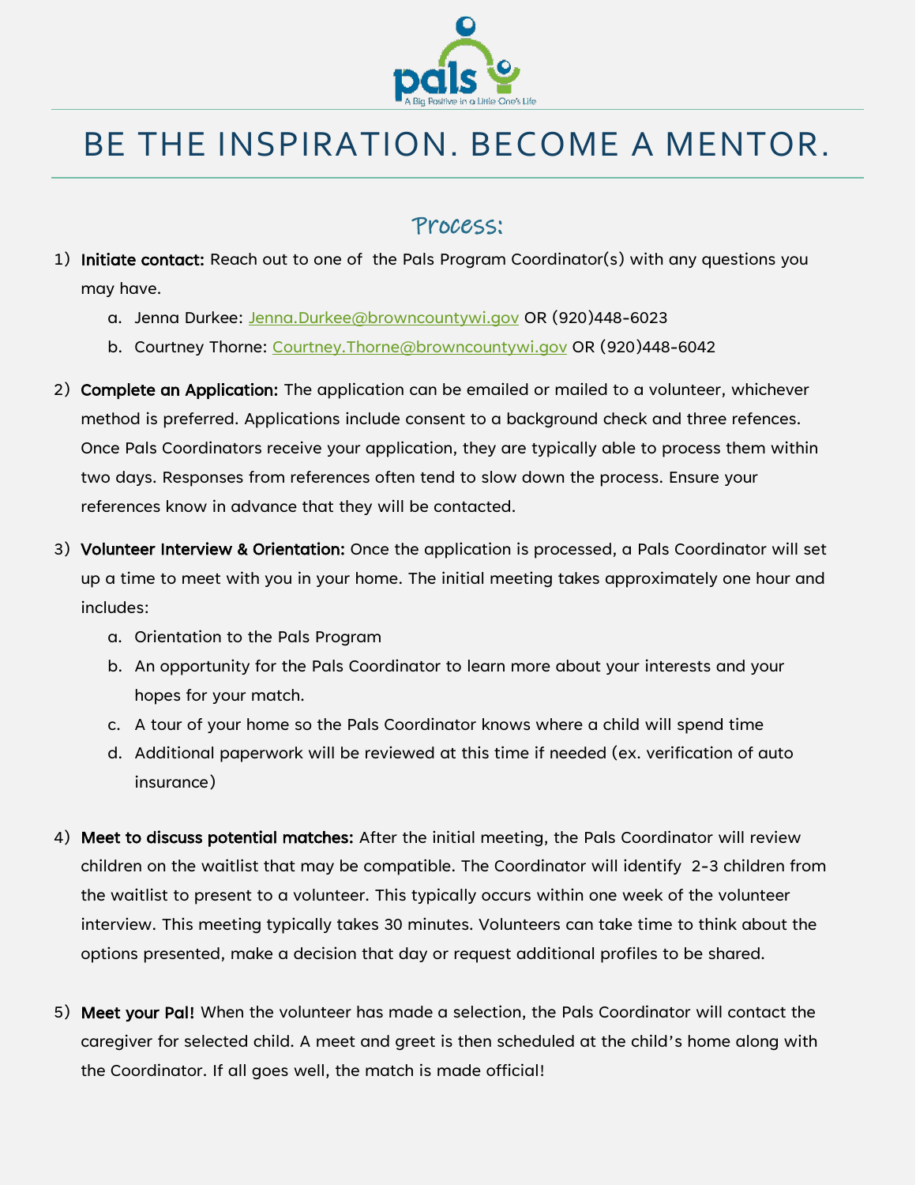pals

A Big Positive in a Little One's Life

# BE THE INSPIRATION. BECOME A MENTOR.

## Process:

1) **Initiate contact:** Reach out to one of the Pals Program Coordinator(s) with any questions you may have.
   a. Jenna Durkee: Jenna.Durkee@browncountywi.gov OR (920)448-6023
   b. Courtney Thorne: Courtney.Thorne@browncountywi.gov OR (920)448-6042

2) **Complete an Application:** The application can be emailed or mailed to a volunteer, whichever method is preferred. Applications include consent to a background check and three refences. Once Pals Coordinators receive your application, they are typically able to process them within two days. Responses from references often tend to slow down the process. Ensure your references know in advance that they will be contacted.

3) **Volunteer Interview & Orientation:** Once the application is processed, a Pals Coordinator will set up a time to meet with you in your home. The initial meeting takes approximately one hour and includes:
   a. Orientation to the Pals Program
   b. An opportunity for the Pals Coordinator to learn more about your interests and your hopes for your match.
   c. A tour of your home so the Pals Coordinator knows where a child will spend time
   d. Additional paperwork will be reviewed at this time if needed (ex. verification of auto insurance)

4) **Meet to discuss potential matches:** After the initial meeting, the Pals Coordinator will review children on the waitlist that may be compatible. The Coordinator will identify 2-3 children from the waitlist to present to a volunteer. This typically occurs within one week of the volunteer interview. This meeting typically takes 30 minutes. Volunteers can take time to think about the options presented, make a decision that day or request additional profiles to be shared.

5) **Meet your Pal!** When the volunteer has made a selection, the Pals Coordinator will contact the caregiver for selected child. A meet and greet is then scheduled at the child's home along with the Coordinator. If all goes well, the match is made official!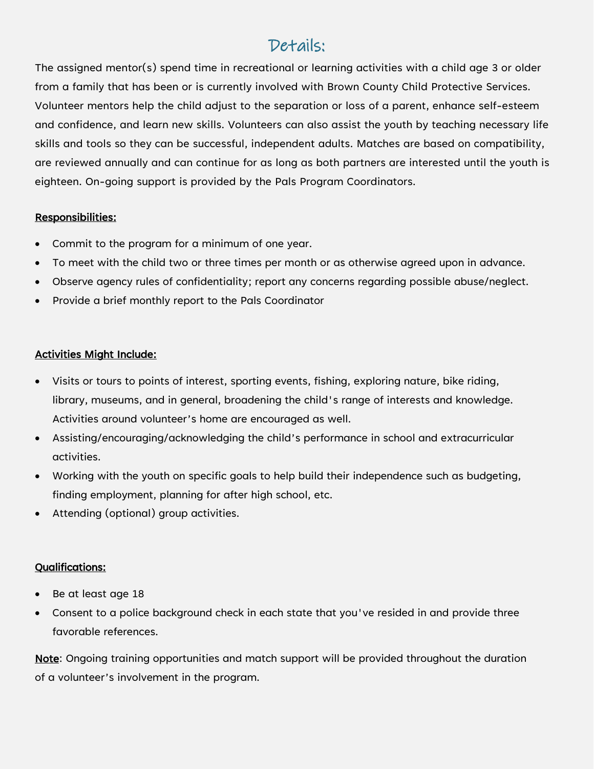## Details:

The assigned mentor(s) spend time in recreational or learning activities with a child age 3 or older from a family that has been or is currently involved with Brown County Child Protective Services. Volunteer mentors help the child adjust to the separation or loss of a parent, enhance self-esteem and confidence, and learn new skills. Volunteers can also assist the youth by teaching necessary life skills and tools so they can be successful, independent adults. Matches are based on compatibility, are reviewed annually and can continue for as long as both partners are interested until the youth is eighteen. On-going support is provided by the Pals Program Coordinators.

**Responsibilities:**

- Commit to the program for a minimum of one year.
- To meet with the child two or three times per month or as otherwise agreed upon in advance.
- Observe agency rules of confidentiality; report any concerns regarding possible abuse/neglect.
- Provide a brief monthly report to the Pals Coordinator

**Activities Might Include:**

- Visits or tours to points of interest, sporting events, fishing, exploring nature, bike riding, library, museums, and in general, broadening the child's range of interests and knowledge. Activities around volunteer's home are encouraged as well.
- Assisting/encouraging/acknowledging the child's performance in school and extracurricular activities.
- Working with the youth on specific goals to help build their independence such as budgeting, finding employment, planning for after high school, etc.
- Attending (optional) group activities.

**Qualifications:**

- Be at least age 18
- Consent to a police background check in each state that you've resided in and provide three favorable references.

**Note**: Ongoing training opportunities and match support will be provided throughout the duration of a volunteer's involvement in the program.